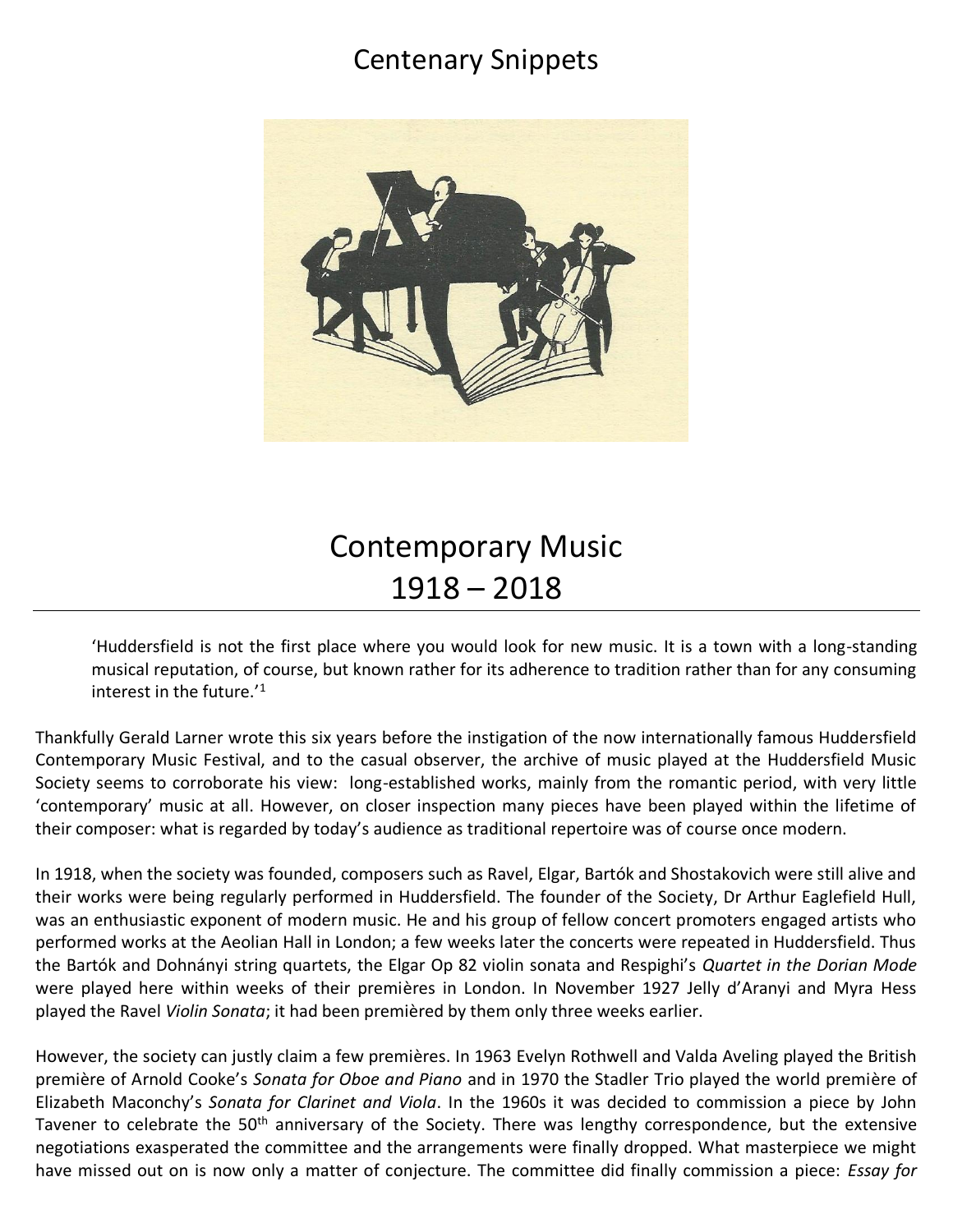# Centenary Snippets

# Contemporary Music 1918 – 2018

> 'Huddersfield is not the first place where you would look for new music. It is a town with a long-standing musical reputation, of course, but known rather for its adherence to tradition rather than for any consuming interest in the future.'[1]

Thankfully Gerald Larner wrote this six years before the instigation of the now internationally famous Huddersfield Contemporary Music Festival, and to the casual observer, the archive of music played at the Huddersfield Music Society seems to corroborate his view: long-established works, mainly from the romantic period, with very little 'contemporary' music at all. However, on closer inspection many pieces have been played within the lifetime of their composer: what is regarded by today's audience as traditional repertoire was of course once modern.

In 1918, when the society was founded, composers such as Ravel, Elgar, Bartók and Shostakovich were still alive and their works were being regularly performed in Huddersfield. The founder of the Society, Dr Arthur Eaglefield Hull, was an enthusiastic exponent of modern music. He and his group of fellow concert promoters engaged artists who performed works at the Aeolian Hall in London; a few weeks later the concerts were repeated in Huddersfield. Thus the Bartók and Dohnányi string quartets, the Elgar Op 82 violin sonata and Respighi's *Quartet in the Dorian Mode* were played here within weeks of their premières in London. In November 1927 Jelly d'Aranyi and Myra Hess played the Ravel *Violin Sonata*; it had been premièred by them only three weeks earlier.

However, the society can justly claim a few premières. In 1963 Evelyn Rothwell and Valda Aveling played the British première of Arnold Cooke's *Sonata for Oboe and Piano* and in 1970 the Stadler Trio played the world première of Elizabeth Maconchy's *Sonata for Clarinet and Viola*. In the 1960s it was decided to commission a piece by John Tavener to celebrate the 50th anniversary of the Society. There was lengthy correspondence, but the extensive negotiations exasperated the committee and the arrangements were finally dropped. What masterpiece we might have missed out on is now only a matter of conjecture. The committee did finally commission a piece: *Essay for*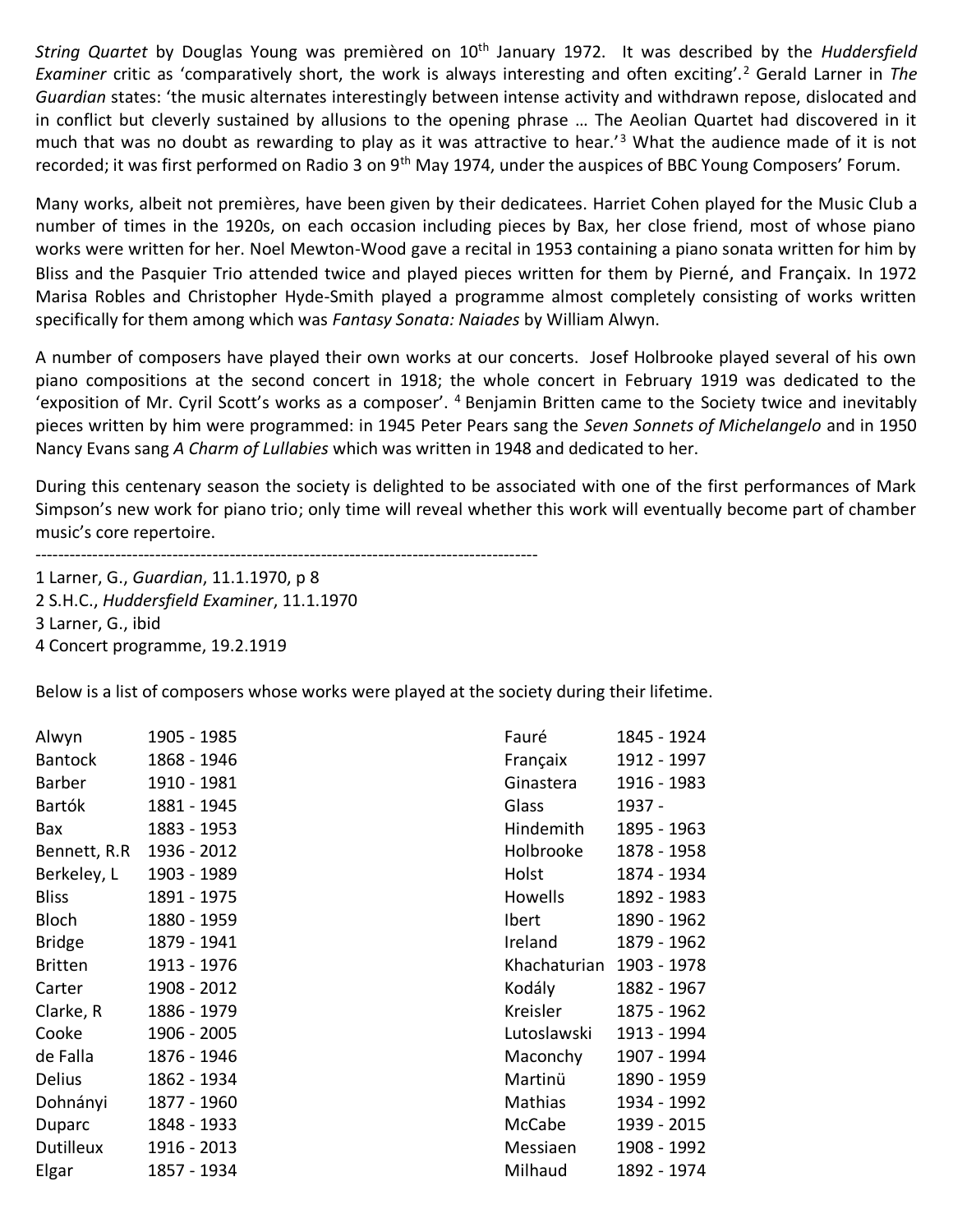*String Quartet* by Douglas Young was premièred on 10th January 1972. It was described by the *Huddersfield Examiner* critic as 'comparatively short, the work is always interesting and often exciting'.[2] Gerald Larner in *The Guardian* states: 'the music alternates interestingly between intense activity and withdrawn repose, dislocated and in conflict but cleverly sustained by allusions to the opening phrase … The Aeolian Quartet had discovered in it much that was no doubt as rewarding to play as it was attractive to hear.'[3] What the audience made of it is not recorded; it was first performed on Radio 3 on 9th May 1974, under the auspices of BBC Young Composers' Forum.

Many works, albeit not premières, have been given by their dedicatees. Harriet Cohen played for the Music Club a number of times in the 1920s, on each occasion including pieces by Bax, her close friend, most of whose piano works were written for her. Noel Mewton-Wood gave a recital in 1953 containing a piano sonata written for him by Bliss and the Pasquier Trio attended twice and played pieces written for them by Pierné, and Françaix. In 1972 Marisa Robles and Christopher Hyde-Smith played a programme almost completely consisting of works written specifically for them among which was *Fantasy Sonata: Naiades* by William Alwyn.

A number of composers have played their own works at our concerts. Josef Holbrooke played several of his own piano compositions at the second concert in 1918; the whole concert in February 1919 was dedicated to the 'exposition of Mr. Cyril Scott's works as a composer'. [4] Benjamin Britten came to the Society twice and inevitably pieces written by him were programmed: in 1945 Peter Pears sang the *Seven Sonnets of Michelangelo* and in 1950 Nancy Evans sang *A Charm of Lullabies* which was written in 1948 and dedicated to her.

During this centenary season the society is delighted to be associated with one of the first performances of Mark Simpson's new work for piano trio; only time will reveal whether this work will eventually become part of chamber music's core repertoire.

---

1 Larner, G., *Guardian*, 11.1.1970, p 8
2 S.H.C., *Huddersfield Examiner*, 11.1.1970
3 Larner, G., ibid
4 Concert programme, 19.2.1919

Below is a list of composers whose works were played at the society during their lifetime.

| Composer | Dates |
|---|---|
| Alwyn | 1905 - 1985 |
| Bantock | 1868 - 1946 |
| Barber | 1910 - 1981 |
| Bartók | 1881 - 1945 |
| Bax | 1883 - 1953 |
| Bennett, R.R | 1936 - 2012 |
| Berkeley, L | 1903 - 1989 |
| Bliss | 1891 - 1975 |
| Bloch | 1880 - 1959 |
| Bridge | 1879 - 1941 |
| Britten | 1913 - 1976 |
| Carter | 1908 - 2012 |
| Clarke, R | 1886 - 1979 |
| Cooke | 1906 - 2005 |
| de Falla | 1876 - 1946 |
| Delius | 1862 - 1934 |
| Dohnányi | 1877 - 1960 |
| Duparc | 1848 - 1933 |
| Dutilleux | 1916 - 2013 |
| Elgar | 1857 - 1934 |
| Fauré | 1845 - 1924 |
| Françaix | 1912 - 1997 |
| Ginastera | 1916 - 1983 |
| Glass | 1937 - |
| Hindemith | 1895 - 1963 |
| Holbrooke | 1878 - 1958 |
| Holst | 1874 - 1934 |
| Howells | 1892 - 1983 |
| Ibert | 1890 - 1962 |
| Ireland | 1879 - 1962 |
| Khachaturian | 1903 - 1978 |
| Kodály | 1882 - 1967 |
| Kreisler | 1875 - 1962 |
| Lutoslawski | 1913 - 1994 |
| Maconchy | 1907 - 1994 |
| Martinü | 1890 - 1959 |
| Mathias | 1934 - 1992 |
| McCabe | 1939 - 2015 |
| Messiaen | 1908 - 1992 |
| Milhaud | 1892 - 1974 |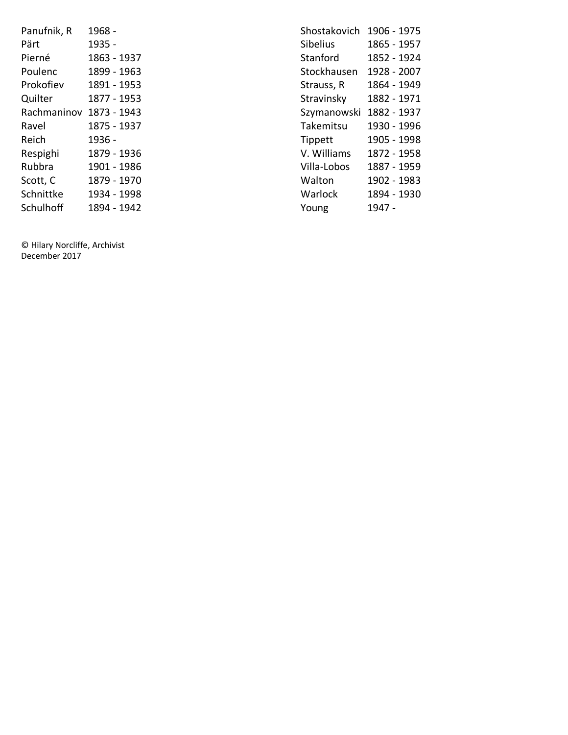| | |
|---|---|
| Panufnik, R | 1968 - |
| Pärt | 1935 - |
| Pierné | 1863 - 1937 |
| Poulenc | 1899 - 1963 |
| Prokofiev | 1891 - 1953 |
| Quilter | 1877 - 1953 |
| Rachmaninov | 1873 - 1943 |
| Ravel | 1875 - 1937 |
| Reich | 1936 - |
| Respighi | 1879 - 1936 |
| Rubbra | 1901 - 1986 |
| Scott, C | 1879 - 1970 |
| Schnittke | 1934 - 1998 |
| Schulhoff | 1894 - 1942 |
| Shostakovich | 1906 - 1975 |
| Sibelius | 1865 - 1957 |
| Stanford | 1852 - 1924 |
| Stockhausen | 1928 - 2007 |
| Strauss, R | 1864 - 1949 |
| Stravinsky | 1882 - 1971 |
| Szymanowski | 1882 - 1937 |
| Takemitsu | 1930 - 1996 |
| Tippett | 1905 - 1998 |
| V. Williams | 1872 - 1958 |
| Villa-Lobos | 1887 - 1959 |
| Walton | 1902 - 1983 |
| Warlock | 1894 - 1930 |
| Young | 1947 - |

© Hilary Norcliffe, Archivist
December 2017